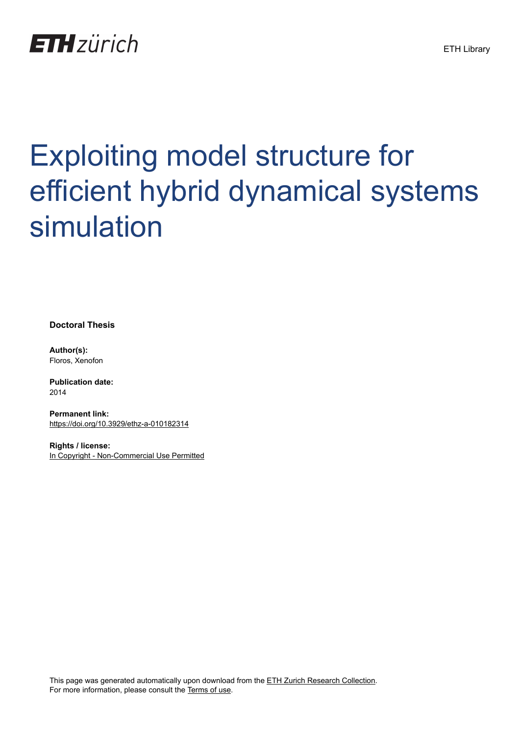ETH zürich

ETH Library

# Exploiting model structure for efficient hybrid dynamical systems simulation

**Doctoral Thesis**

**Author(s):**
Floros, Xenofon

**Publication date:**
2014

**Permanent link:**
https://doi.org/10.3929/ethz-a-010182314

**Rights / license:**
In Copyright - Non-Commercial Use Permitted

This page was generated automatically upon download from the ETH Zurich Research Collection.
For more information, please consult the Terms of use.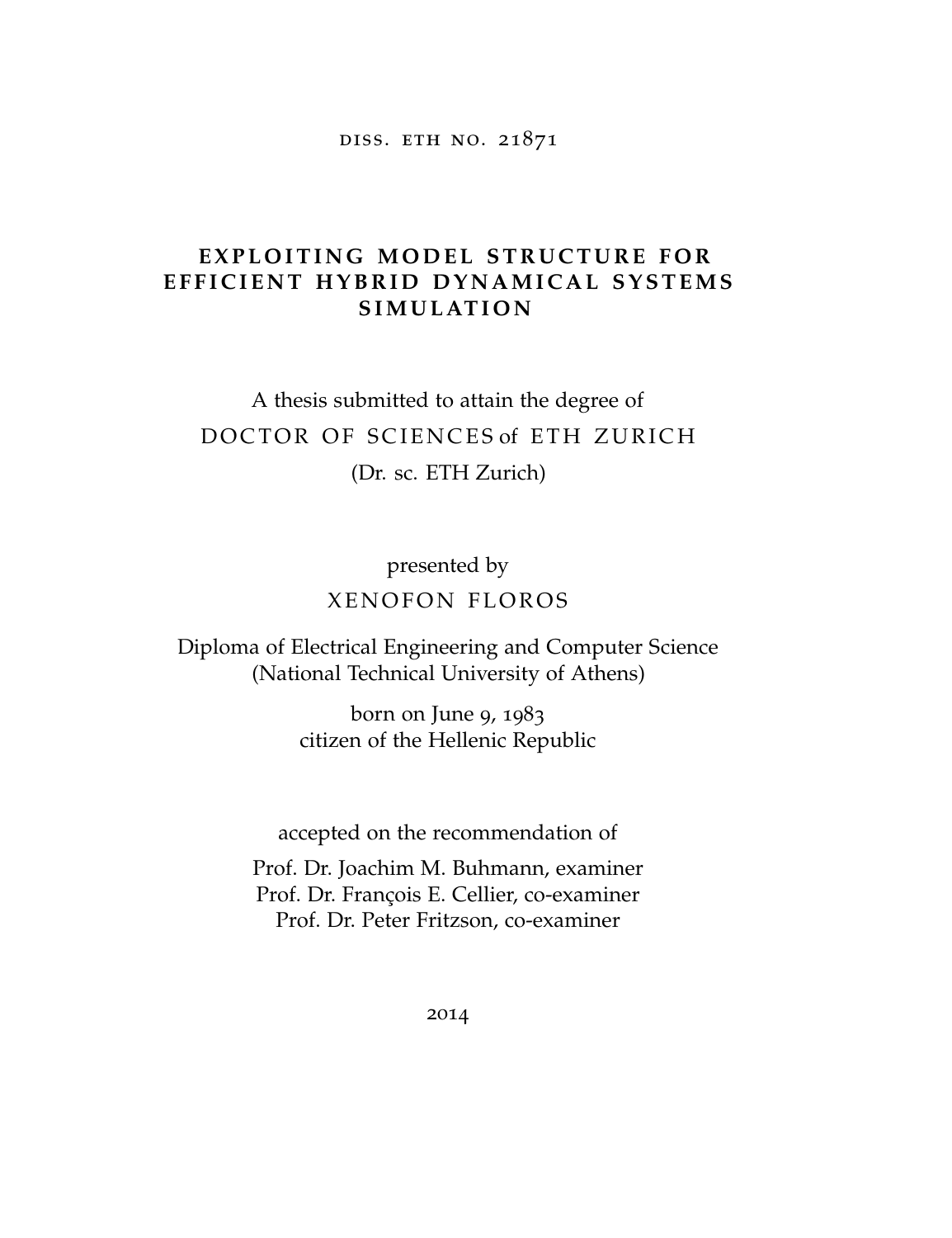DISS. ETH NO. 21871

# EXPLOITING MODEL STRUCTURE FOR EFFICIENT HYBRID DYNAMICAL SYSTEMS SIMULATION

A thesis submitted to attain the degree of

DOCTOR OF SCIENCES of ETH ZURICH

(Dr. sc. ETH Zurich)

presented by

XENOFON FLOROS

Diploma of Electrical Engineering and Computer Science
(National Technical University of Athens)

born on June 9, 1983
citizen of the Hellenic Republic

accepted on the recommendation of

Prof. Dr. Joachim M. Buhmann, examiner
Prof. Dr. François E. Cellier, co-examiner
Prof. Dr. Peter Fritzson, co-examiner

2014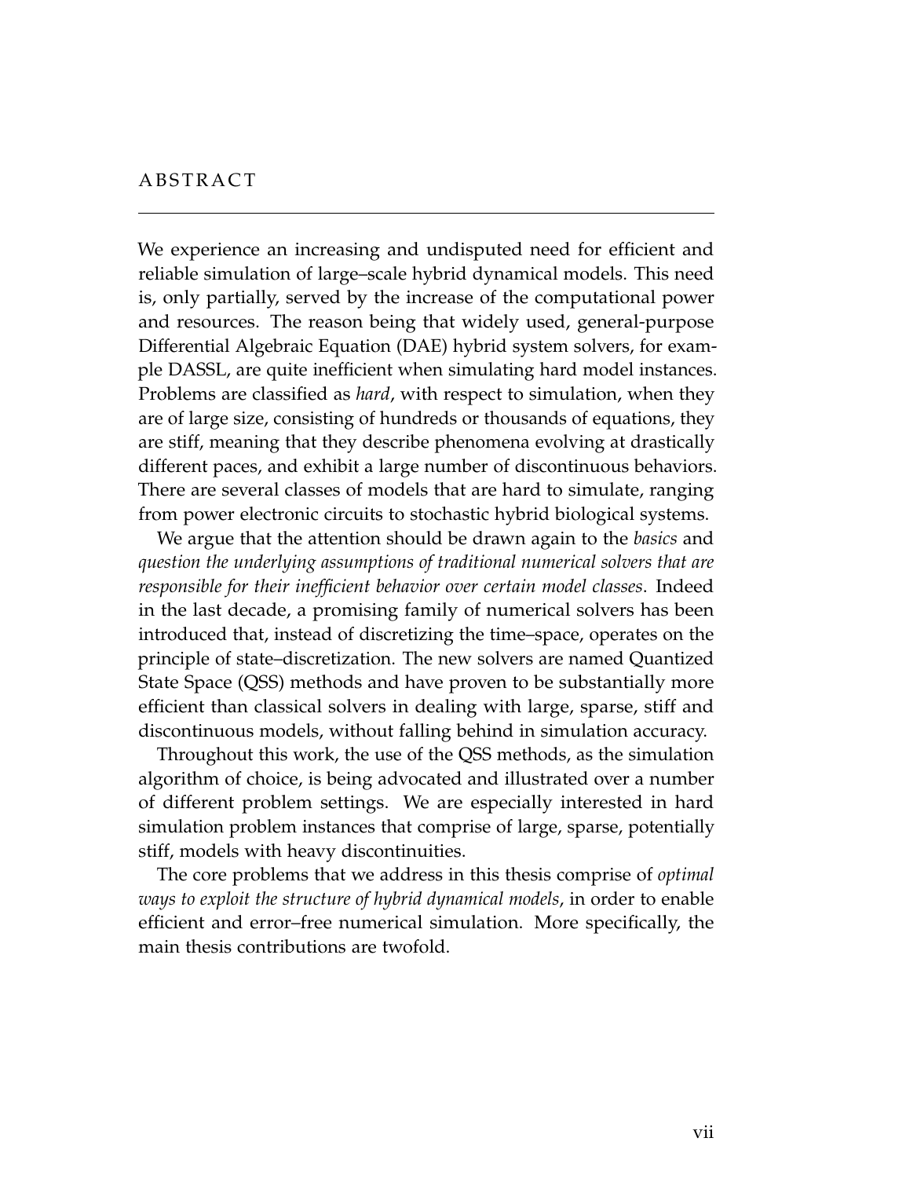# ABSTRACT

We experience an increasing and undisputed need for efficient and reliable simulation of large–scale hybrid dynamical models. This need is, only partially, served by the increase of the computational power and resources. The reason being that widely used, general-purpose Differential Algebraic Equation (DAE) hybrid system solvers, for example DASSL, are quite inefficient when simulating hard model instances. Problems are classified as *hard*, with respect to simulation, when they are of large size, consisting of hundreds or thousands of equations, they are stiff, meaning that they describe phenomena evolving at drastically different paces, and exhibit a large number of discontinuous behaviors. There are several classes of models that are hard to simulate, ranging from power electronic circuits to stochastic hybrid biological systems.

We argue that the attention should be drawn again to the *basics* and *question the underlying assumptions of traditional numerical solvers that are responsible for their inefficient behavior over certain model classes*. Indeed in the last decade, a promising family of numerical solvers has been introduced that, instead of discretizing the time–space, operates on the principle of state–discretization. The new solvers are named Quantized State Space (QSS) methods and have proven to be substantially more efficient than classical solvers in dealing with large, sparse, stiff and discontinuous models, without falling behind in simulation accuracy.

Throughout this work, the use of the QSS methods, as the simulation algorithm of choice, is being advocated and illustrated over a number of different problem settings. We are especially interested in hard simulation problem instances that comprise of large, sparse, potentially stiff, models with heavy discontinuities.

The core problems that we address in this thesis comprise of *optimal ways to exploit the structure of hybrid dynamical models*, in order to enable efficient and error–free numerical simulation. More specifically, the main thesis contributions are twofold.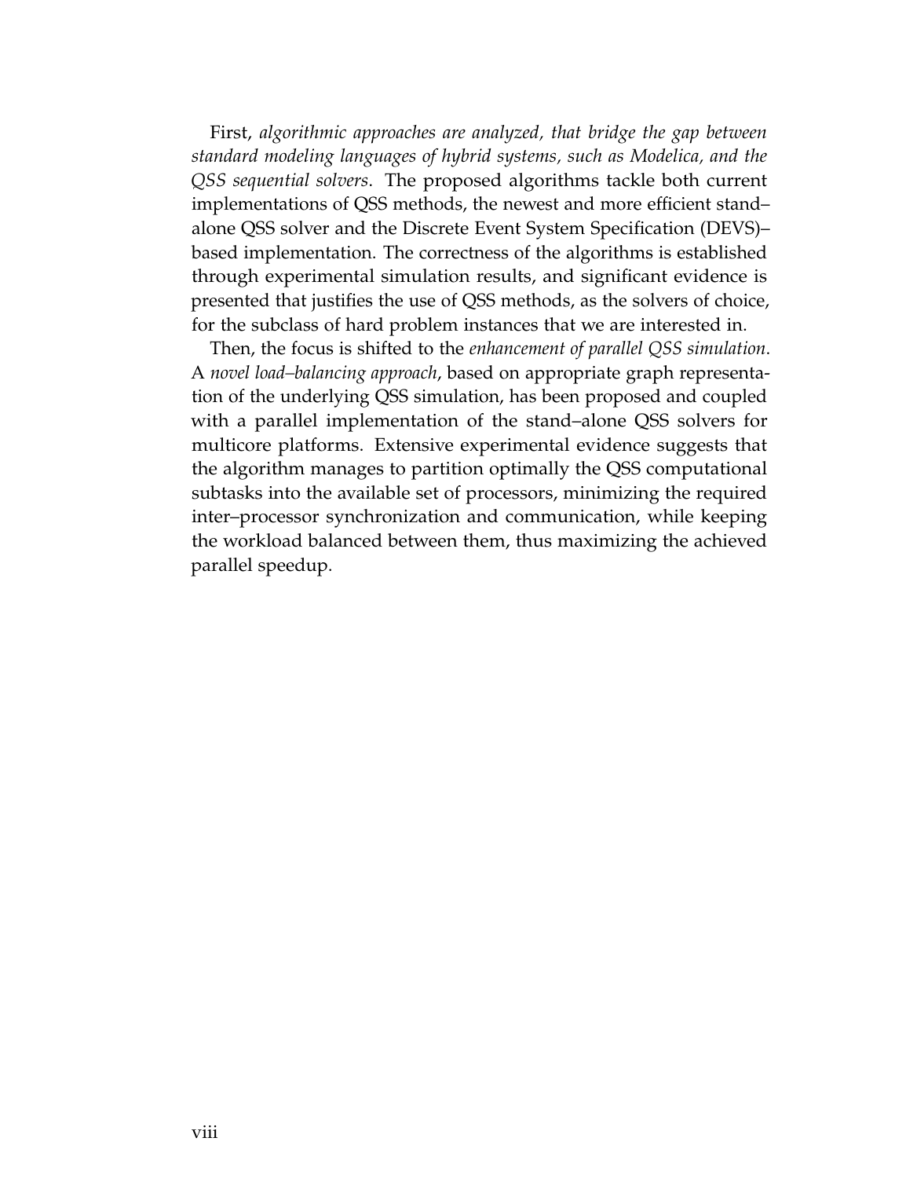First, *algorithmic approaches are analyzed, that bridge the gap between standard modeling languages of hybrid systems, such as Modelica, and the QSS sequential solvers*. The proposed algorithms tackle both current implementations of QSS methods, the newest and more efficient stand–alone QSS solver and the Discrete Event System Specification (DEVS)–based implementation. The correctness of the algorithms is established through experimental simulation results, and significant evidence is presented that justifies the use of QSS methods, as the solvers of choice, for the subclass of hard problem instances that we are interested in.

Then, the focus is shifted to the *enhancement of parallel QSS simulation*. A *novel load–balancing approach*, based on appropriate graph representation of the underlying QSS simulation, has been proposed and coupled with a parallel implementation of the stand–alone QSS solvers for multicore platforms. Extensive experimental evidence suggests that the algorithm manages to partition optimally the QSS computational subtasks into the available set of processors, minimizing the required inter–processor synchronization and communication, while keeping the workload balanced between them, thus maximizing the achieved parallel speedup.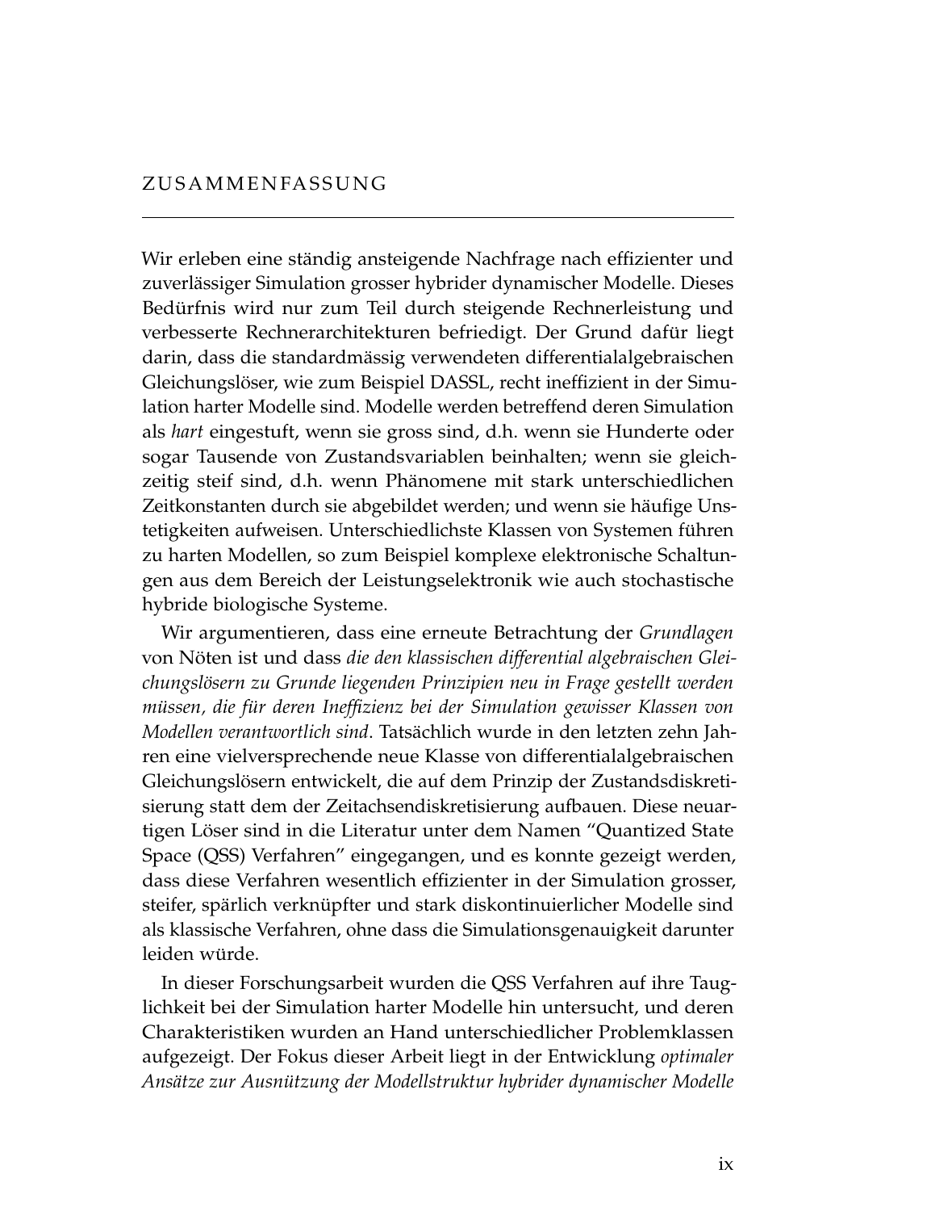# ZUSAMMENFASSUNG

Wir erleben eine ständig ansteigende Nachfrage nach effizienter und zuverlässiger Simulation grosser hybrider dynamischer Modelle. Dieses Bedürfnis wird nur zum Teil durch steigende Rechnerleistung und verbesserte Rechnerarchitekturen befriedigt. Der Grund dafür liegt darin, dass die standardmässig verwendeten differentialalgebraischen Gleichungslöser, wie zum Beispiel DASSL, recht ineffizient in der Simulation harter Modelle sind. Modelle werden betreffend deren Simulation als *hart* eingestuft, wenn sie gross sind, d.h. wenn sie Hunderte oder sogar Tausende von Zustandsvariablen beinhalten; wenn sie gleichzeitig steif sind, d.h. wenn Phänomene mit stark unterschiedlichen Zeitkonstanten durch sie abgebildet werden; und wenn sie häufige Unstetigkeiten aufweisen. Unterschiedlichste Klassen von Systemen führen zu harten Modellen, so zum Beispiel komplexe elektronische Schaltungen aus dem Bereich der Leistungselektronik wie auch stochastische hybride biologische Systeme.

Wir argumentieren, dass eine erneute Betrachtung der *Grundlagen* von Nöten ist und dass *die den klassischen differential algebraischen Gleichungslösern zu Grunde liegenden Prinzipien neu in Frage gestellt werden müssen, die für deren Ineffizienz bei der Simulation gewisser Klassen von Modellen verantwortlich sind*. Tatsächlich wurde in den letzten zehn Jahren eine vielversprechende neue Klasse von differentialalgebraischen Gleichungslösern entwickelt, die auf dem Prinzip der Zustandsdiskretisierung statt dem der Zeitachsendiskretisierung aufbauen. Diese neuartigen Löser sind in die Literatur unter dem Namen "Quantized State Space (QSS) Verfahren" eingegangen, und es konnte gezeigt werden, dass diese Verfahren wesentlich effizienter in der Simulation grosser, steifer, spärlich verknüpfter und stark diskontinuierlicher Modelle sind als klassische Verfahren, ohne dass die Simulationsgenauigkeit darunter leiden würde.

In dieser Forschungsarbeit wurden die QSS Verfahren auf ihre Tauglichkeit bei der Simulation harter Modelle hin untersucht, und deren Charakteristiken wurden an Hand unterschiedlicher Problemklassen aufgezeigt. Der Fokus dieser Arbeit liegt in der Entwicklung *optimaler Ansätze zur Ausnützung der Modellstruktur hybrider dynamischer Modelle*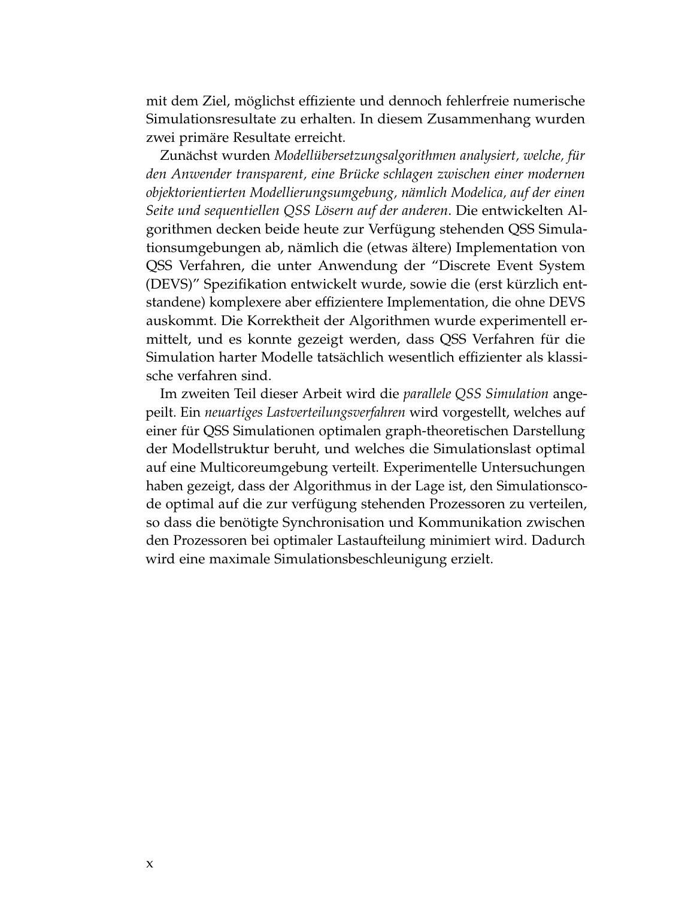mit dem Ziel, möglichst effiziente und dennoch fehlerfreie numerische Simulationsresultate zu erhalten. In diesem Zusammenhang wurden zwei primäre Resultate erreicht.

Zunächst wurden *Modellübersetzungsalgorithmen analysiert, welche, für den Anwender transparent, eine Brücke schlagen zwischen einer modernen objektorientierten Modellierungsumgebung, nämlich Modelica, auf der einen Seite und sequentiellen QSS Lösern auf der anderen*. Die entwickelten Algorithmen decken beide heute zur Verfügung stehenden QSS Simulationsumgebungen ab, nämlich die (etwas ältere) Implementation von QSS Verfahren, die unter Anwendung der "Discrete Event System (DEVS)" Spezifikation entwickelt wurde, sowie die (erst kürzlich entstandene) komplexere aber effizientere Implementation, die ohne DEVS auskommt. Die Korrektheit der Algorithmen wurde experimentell ermittelt, und es konnte gezeigt werden, dass QSS Verfahren für die Simulation harter Modelle tatsächlich wesentlich effizienter als klassische verfahren sind.

Im zweiten Teil dieser Arbeit wird die *parallele QSS Simulation* angepeilt. Ein *neuartiges Lastverteilungsverfahren* wird vorgestellt, welches auf einer für QSS Simulationen optimalen graph-theoretischen Darstellung der Modellstruktur beruht, und welches die Simulationslast optimal auf eine Multicoreumgebung verteilt. Experimentelle Untersuchungen haben gezeigt, dass der Algorithmus in der Lage ist, den Simulationscode optimal auf die zur verfügung stehenden Prozessoren zu verteilen, so dass die benötigte Synchronisation und Kommunikation zwischen den Prozessoren bei optimaler Lastaufteilung minimiert wird. Dadurch wird eine maximale Simulationsbeschleunigung erzielt.